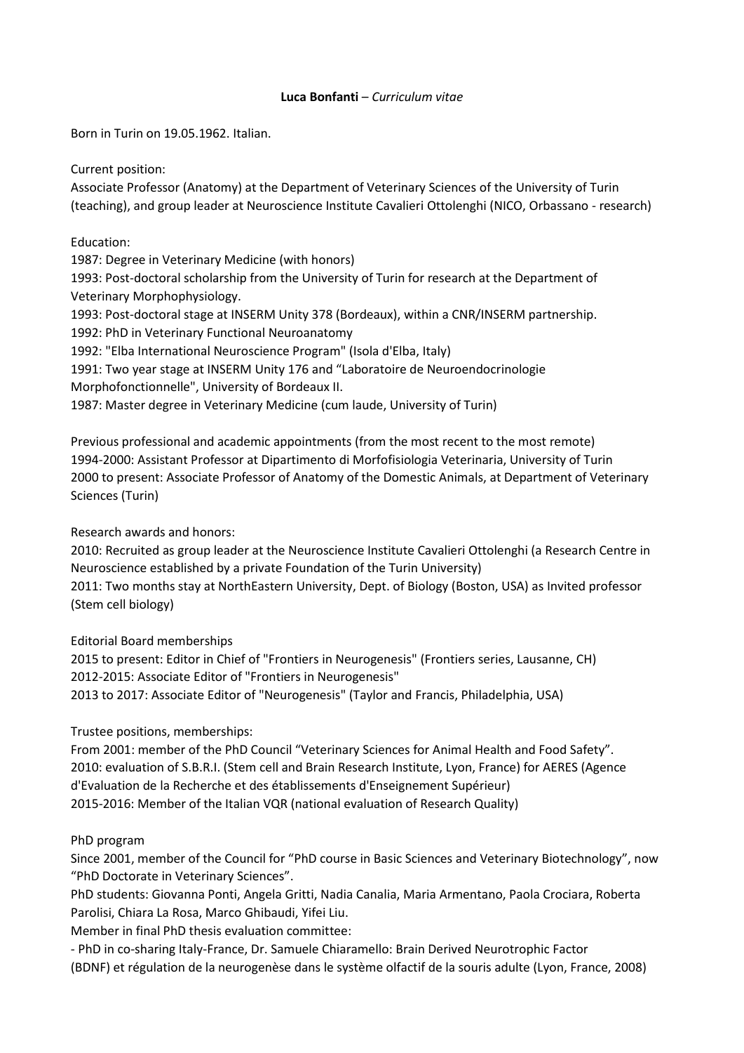**Luca Bonfanti** – *Curriculum vitae*

Born in Turin on 19.05.1962. Italian.

Current position:
Associate Professor (Anatomy) at the Department of Veterinary Sciences of the University of Turin (teaching), and group leader at Neuroscience Institute Cavalieri Ottolenghi (NICO, Orbassano - research)

Education:
1987: Degree in Veterinary Medicine (with honors)
1993: Post-doctoral scholarship from the University of Turin for research at the Department of Veterinary Morphophysiology.
1993: Post-doctoral stage at INSERM Unity 378 (Bordeaux), within a CNR/INSERM partnership.
1992: PhD in Veterinary Functional Neuroanatomy
1992: "Elba International Neuroscience Program" (Isola d'Elba, Italy)
1991: Two year stage at INSERM Unity 176 and "Laboratoire de Neuroendocrinologie Morphofonctionnelle", University of Bordeaux II.
1987: Master degree in Veterinary Medicine (cum laude, University of Turin)

Previous professional and academic appointments (from the most recent to the most remote)
1994-2000: Assistant Professor at Dipartimento di Morfofisiologia Veterinaria, University of Turin
2000 to present: Associate Professor of Anatomy of the Domestic Animals, at Department of Veterinary Sciences (Turin)

Research awards and honors:
2010: Recruited as group leader at the Neuroscience Institute Cavalieri Ottolenghi (a Research Centre in Neuroscience established by a private Foundation of the Turin University)
2011: Two months stay at NorthEastern University, Dept. of Biology (Boston, USA) as Invited professor (Stem cell biology)

Editorial Board memberships
2015 to present: Editor in Chief of "Frontiers in Neurogenesis" (Frontiers series, Lausanne, CH)
2012-2015: Associate Editor of "Frontiers in Neurogenesis"
2013 to 2017: Associate Editor of "Neurogenesis" (Taylor and Francis, Philadelphia, USA)

Trustee positions, memberships:
From 2001: member of the PhD Council "Veterinary Sciences for Animal Health and Food Safety".
2010: evaluation of S.B.R.I. (Stem cell and Brain Research Institute, Lyon, France) for AERES (Agence d'Evaluation de la Recherche et des établissements d'Enseignement Supérieur)
2015-2016: Member of the Italian VQR (national evaluation of Research Quality)

PhD program
Since 2001, member of the Council for "PhD course in Basic Sciences and Veterinary Biotechnology", now "PhD Doctorate in Veterinary Sciences".
PhD students: Giovanna Ponti, Angela Gritti, Nadia Canalia, Maria Armentano, Paola Crociara, Roberta Parolisi, Chiara La Rosa, Marco Ghibaudi, Yifei Liu.
Member in final PhD thesis evaluation committee:
- PhD in co-sharing Italy-France, Dr. Samuele Chiaramello: Brain Derived Neurotrophic Factor (BDNF) et régulation de la neurogenèse dans le système olfactif de la souris adulte (Lyon, France, 2008)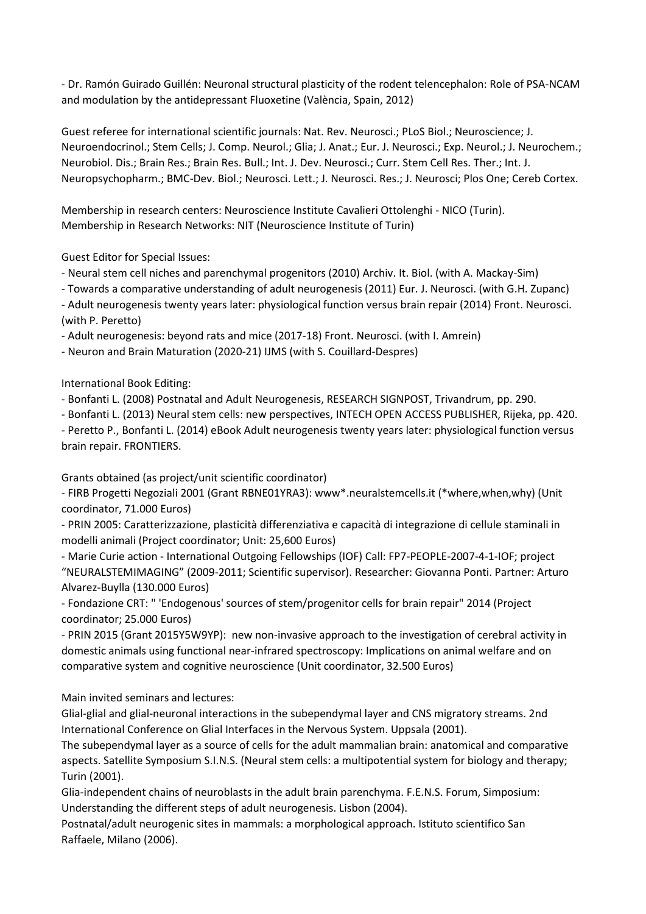- Dr. Ramón Guirado Guillén: Neuronal structural plasticity of the rodent telencephalon: Role of PSA-NCAM and modulation by the antidepressant Fluoxetine (València, Spain, 2012)

Guest referee for international scientific journals: Nat. Rev. Neurosci.; PLoS Biol.; Neuroscience; J. Neuroendocrinol.; Stem Cells; J. Comp. Neurol.; Glia; J. Anat.; Eur. J. Neurosci.; Exp. Neurol.; J. Neurochem.; Neurobiol. Dis.; Brain Res.; Brain Res. Bull.; Int. J. Dev. Neurosci.; Curr. Stem Cell Res. Ther.; Int. J. Neuropsychopharm.; BMC-Dev. Biol.; Neurosci. Lett.; J. Neurosci. Res.; J. Neurosci; Plos One; Cereb Cortex.

Membership in research centers: Neuroscience Institute Cavalieri Ottolenghi - NICO (Turin).
Membership in Research Networks: NIT (Neuroscience Institute of Turin)

Guest Editor for Special Issues:

- Neural stem cell niches and parenchymal progenitors (2010) Archiv. It. Biol. (with A. Mackay-Sim)
- Towards a comparative understanding of adult neurogenesis (2011) Eur. J. Neurosci. (with G.H. Zupanc)
- Adult neurogenesis twenty years later: physiological function versus brain repair (2014) Front. Neurosci. (with P. Peretto)
- Adult neurogenesis: beyond rats and mice (2017-18) Front. Neurosci. (with I. Amrein)
- Neuron and Brain Maturation (2020-21) IJMS (with S. Couillard-Despres)

International Book Editing:

- Bonfanti L. (2008) Postnatal and Adult Neurogenesis, RESEARCH SIGNPOST, Trivandrum, pp. 290.
- Bonfanti L. (2013) Neural stem cells: new perspectives, INTECH OPEN ACCESS PUBLISHER, Rijeka, pp. 420.
- Peretto P., Bonfanti L. (2014) eBook Adult neurogenesis twenty years later: physiological function versus brain repair. FRONTIERS.

Grants obtained (as project/unit scientific coordinator)

- FIRB Progetti Negoziali 2001 (Grant RBNE01YRA3): www*.neuralstemcells.it (*where,when,why) (Unit coordinator, 71.000 Euros)
- PRIN 2005: Caratterizzazione, plasticità differenziativa e capacità di integrazione di cellule staminali in modelli animali (Project coordinator; Unit: 25,600 Euros)
- Marie Curie action - International Outgoing Fellowships (IOF) Call: FP7-PEOPLE-2007-4-1-IOF; project "NEURALSTEMIMAGING" (2009-2011; Scientific supervisor). Researcher: Giovanna Ponti. Partner: Arturo Alvarez-Buylla (130.000 Euros)
- Fondazione CRT: " 'Endogenous' sources of stem/progenitor cells for brain repair" 2014 (Project coordinator; 25.000 Euros)
- PRIN 2015 (Grant 2015Y5W9YP): new non-invasive approach to the investigation of cerebral activity in domestic animals using functional near-infrared spectroscopy: Implications on animal welfare and on comparative system and cognitive neuroscience (Unit coordinator, 32.500 Euros)

Main invited seminars and lectures:

Glial-glial and glial-neuronal interactions in the subependymal layer and CNS migratory streams. 2nd International Conference on Glial Interfaces in the Nervous System. Uppsala (2001).

The subependymal layer as a source of cells for the adult mammalian brain: anatomical and comparative aspects. Satellite Symposium S.I.N.S. (Neural stem cells: a multipotential system for biology and therapy; Turin (2001).

Glia-independent chains of neuroblasts in the adult brain parenchyma. F.E.N.S. Forum, Simposium: Understanding the different steps of adult neurogenesis. Lisbon (2004).

Postnatal/adult neurogenic sites in mammals: a morphological approach. Istituto scientifico San Raffaele, Milano (2006).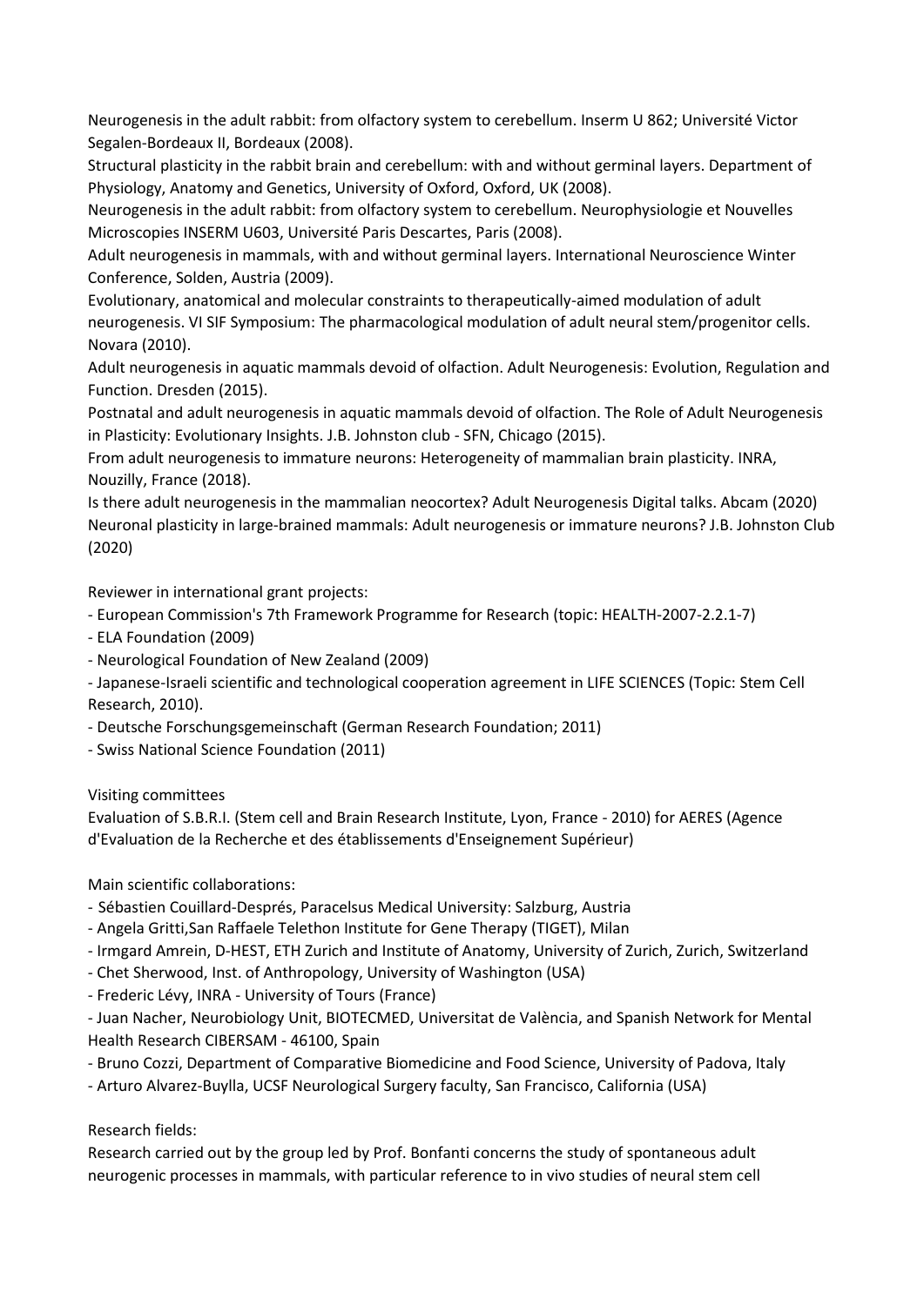Neurogenesis in the adult rabbit: from olfactory system to cerebellum. Inserm U 862; Université Victor Segalen-Bordeaux II, Bordeaux (2008).
Structural plasticity in the rabbit brain and cerebellum: with and without germinal layers. Department of Physiology, Anatomy and Genetics, University of Oxford, Oxford, UK (2008).
Neurogenesis in the adult rabbit: from olfactory system to cerebellum. Neurophysiologie et Nouvelles Microscopies INSERM U603, Université Paris Descartes, Paris (2008).
Adult neurogenesis in mammals, with and without germinal layers. International Neuroscience Winter Conference, Solden, Austria (2009).
Evolutionary, anatomical and molecular constraints to therapeutically-aimed modulation of adult neurogenesis. VI SIF Symposium: The pharmacological modulation of adult neural stem/progenitor cells. Novara (2010).
Adult neurogenesis in aquatic mammals devoid of olfaction. Adult Neurogenesis: Evolution, Regulation and Function. Dresden (2015).
Postnatal and adult neurogenesis in aquatic mammals devoid of olfaction. The Role of Adult Neurogenesis in Plasticity: Evolutionary Insights. J.B. Johnston club - SFN, Chicago (2015).
From adult neurogenesis to immature neurons: Heterogeneity of mammalian brain plasticity. INRA, Nouzilly, France (2018).
Is there adult neurogenesis in the mammalian neocortex? Adult Neurogenesis Digital talks. Abcam (2020)
Neuronal plasticity in large-brained mammals: Adult neurogenesis or immature neurons? J.B. Johnston Club (2020)

Reviewer in international grant projects:

- European Commission's 7th Framework Programme for Research (topic: HEALTH-2007-2.2.1-7)
- ELA Foundation (2009)
- Neurological Foundation of New Zealand (2009)
- Japanese-Israeli scientific and technological cooperation agreement in LIFE SCIENCES (Topic: Stem Cell Research, 2010).
- Deutsche Forschungsgemeinschaft (German Research Foundation; 2011)
- Swiss National Science Foundation (2011)

Visiting committees

Evaluation of S.B.R.I. (Stem cell and Brain Research Institute, Lyon, France - 2010) for AERES (Agence d'Evaluation de la Recherche et des établissements d'Enseignement Supérieur)

Main scientific collaborations:

- Sébastien Couillard-Després, Paracelsus Medical University: Salzburg, Austria
- Angela Gritti,San Raffaele Telethon Institute for Gene Therapy (TIGET), Milan
- Irmgard Amrein, D-HEST, ETH Zurich and Institute of Anatomy, University of Zurich, Zurich, Switzerland
- Chet Sherwood, Inst. of Anthropology, University of Washington (USA)
- Frederic Lévy, INRA - University of Tours (France)
- Juan Nacher, Neurobiology Unit, BIOTECMED, Universitat de València, and Spanish Network for Mental Health Research CIBERSAM - 46100, Spain
- Bruno Cozzi, Department of Comparative Biomedicine and Food Science, University of Padova, Italy
- Arturo Alvarez-Buylla, UCSF Neurological Surgery faculty, San Francisco, California (USA)

Research fields:

Research carried out by the group led by Prof. Bonfanti concerns the study of spontaneous adult neurogenic processes in mammals, with particular reference to in vivo studies of neural stem cell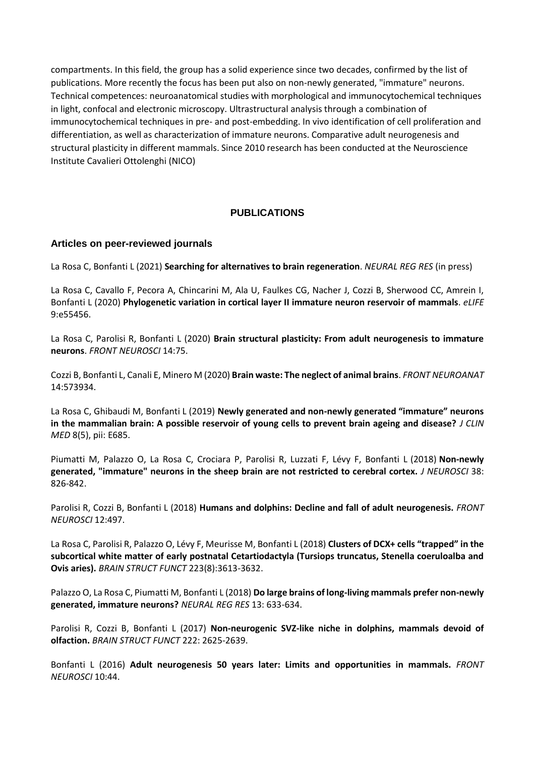compartments. In this field, the group has a solid experience since two decades, confirmed by the list of publications. More recently the focus has been put also on non-newly generated, "immature" neurons. Technical competences: neuroanatomical studies with morphological and immunocytochemical techniques in light, confocal and electronic microscopy. Ultrastructural analysis through a combination of immunocytochemical techniques in pre- and post-embedding. In vivo identification of cell proliferation and differentiation, as well as characterization of immature neurons. Comparative adult neurogenesis and structural plasticity in different mammals. Since 2010 research has been conducted at the Neuroscience Institute Cavalieri Ottolenghi (NICO)

## PUBLICATIONS

### Articles on peer-reviewed journals

La Rosa C, Bonfanti L (2021) **Searching for alternatives to brain regeneration**. *NEURAL REG RES* (in press)

La Rosa C, Cavallo F, Pecora A, Chincarini M, Ala U, Faulkes CG, Nacher J, Cozzi B, Sherwood CC, Amrein I, Bonfanti L (2020) **Phylogenetic variation in cortical layer II immature neuron reservoir of mammals**. *eLIFE* 9:e55456.

La Rosa C, Parolisi R, Bonfanti L (2020) **Brain structural plasticity: From adult neurogenesis to immature neurons**. *FRONT NEUROSCI* 14:75.

Cozzi B, Bonfanti L, Canali E, Minero M (2020) **Brain waste: The neglect of animal brains**. *FRONT NEUROANAT* 14:573934.

La Rosa C, Ghibaudi M, Bonfanti L (2019) **Newly generated and non-newly generated "immature" neurons in the mammalian brain: A possible reservoir of young cells to prevent brain ageing and disease?** *J CLIN MED* 8(5), pii: E685.

Piumatti M, Palazzo O, La Rosa C, Crociara P, Parolisi R, Luzzati F, Lévy F, Bonfanti L (2018) **Non-newly generated, "immature" neurons in the sheep brain are not restricted to cerebral cortex.** *J NEUROSCI* 38: 826-842.

Parolisi R, Cozzi B, Bonfanti L (2018) **Humans and dolphins: Decline and fall of adult neurogenesis.** *FRONT NEUROSCI* 12:497.

La Rosa C, Parolisi R, Palazzo O, Lévy F, Meurisse M, Bonfanti L (2018) **Clusters of DCX+ cells "trapped" in the subcortical white matter of early postnatal Cetartiodactyla (Tursiops truncatus, Stenella coeruloalba and Ovis aries).** *BRAIN STRUCT FUNCT* 223(8):3613-3632.

Palazzo O, La Rosa C, Piumatti M, Bonfanti L (2018) **Do large brains of long-living mammals prefer non-newly generated, immature neurons?** *NEURAL REG RES* 13: 633-634.

Parolisi R, Cozzi B, Bonfanti L (2017) **Non-neurogenic SVZ-like niche in dolphins, mammals devoid of olfaction.** *BRAIN STRUCT FUNCT* 222: 2625-2639.

Bonfanti L (2016) **Adult neurogenesis 50 years later: Limits and opportunities in mammals.** *FRONT NEUROSCI* 10:44.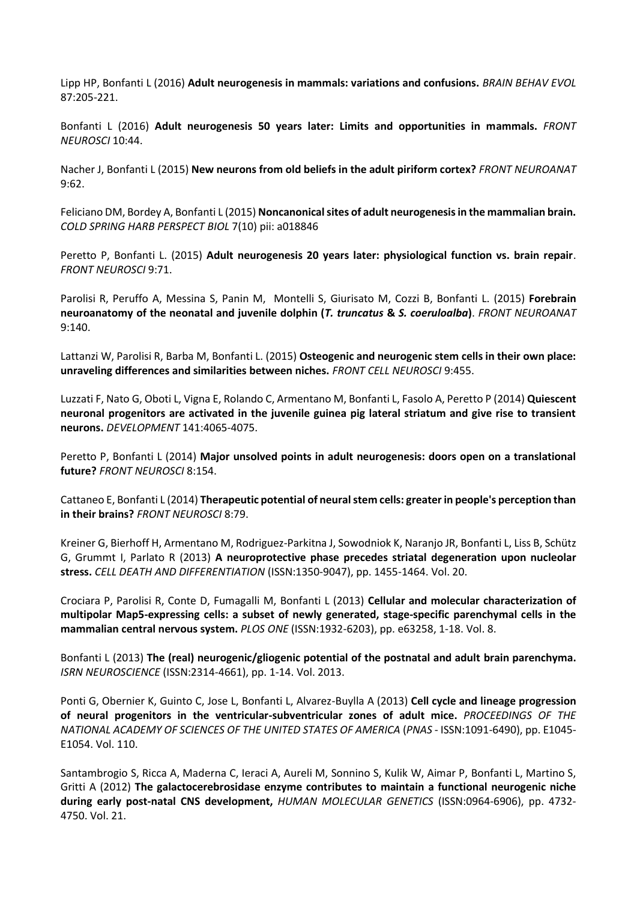Lipp HP, Bonfanti L (2016) **Adult neurogenesis in mammals: variations and confusions.** *BRAIN BEHAV EVOL* 87:205-221.

Bonfanti L (2016) **Adult neurogenesis 50 years later: Limits and opportunities in mammals.** *FRONT NEUROSCI* 10:44.

Nacher J, Bonfanti L (2015) **New neurons from old beliefs in the adult piriform cortex?** *FRONT NEUROANAT* 9:62.

Feliciano DM, Bordey A, Bonfanti L (2015) **Noncanonical sites of adult neurogenesis in the mammalian brain.** *COLD SPRING HARB PERSPECT BIOL* 7(10) pii: a018846

Peretto P, Bonfanti L. (2015) **Adult neurogenesis 20 years later: physiological function vs. brain repair**. *FRONT NEUROSCI* 9:71.

Parolisi R, Peruffo A, Messina S, Panin M, Montelli S, Giurisato M, Cozzi B, Bonfanti L. (2015) **Forebrain neuroanatomy of the neonatal and juvenile dolphin (*T. truncatus* & *S. coeruloalba*)**. *FRONT NEUROANAT* 9:140.

Lattanzi W, Parolisi R, Barba M, Bonfanti L. (2015) **Osteogenic and neurogenic stem cells in their own place: unraveling differences and similarities between niches.** *FRONT CELL NEUROSCI* 9:455.

Luzzati F, Nato G, Oboti L, Vigna E, Rolando C, Armentano M, Bonfanti L, Fasolo A, Peretto P (2014) **Quiescent neuronal progenitors are activated in the juvenile guinea pig lateral striatum and give rise to transient neurons.** *DEVELOPMENT* 141:4065-4075.

Peretto P, Bonfanti L (2014) **Major unsolved points in adult neurogenesis: doors open on a translational future?** *FRONT NEUROSCI* 8:154.

Cattaneo E, Bonfanti L (2014) **Therapeutic potential of neural stem cells: greater in people's perception than in their brains?** *FRONT NEUROSCI* 8:79.

Kreiner G, Bierhoff H, Armentano M, Rodriguez-Parkitna J, Sowodniok K, Naranjo JR, Bonfanti L, Liss B, Schütz G, Grummt I, Parlato R (2013) **A neuroprotective phase precedes striatal degeneration upon nucleolar stress.** *CELL DEATH AND DIFFERENTIATION* (ISSN:1350-9047), pp. 1455-1464. Vol. 20.

Crociara P, Parolisi R, Conte D, Fumagalli M, Bonfanti L (2013) **Cellular and molecular characterization of multipolar Map5-expressing cells: a subset of newly generated, stage-specific parenchymal cells in the mammalian central nervous system.** *PLOS ONE* (ISSN:1932-6203), pp. e63258, 1-18. Vol. 8.

Bonfanti L (2013) **The (real) neurogenic/gliogenic potential of the postnatal and adult brain parenchyma.** *ISRN NEUROSCIENCE* (ISSN:2314-4661), pp. 1-14. Vol. 2013.

Ponti G, Obernier K, Guinto C, Jose L, Bonfanti L, Alvarez-Buylla A (2013) **Cell cycle and lineage progression of neural progenitors in the ventricular-subventricular zones of adult mice.** *PROCEEDINGS OF THE NATIONAL ACADEMY OF SCIENCES OF THE UNITED STATES OF AMERICA* (*PNAS* - ISSN:1091-6490), pp. E1045-E1054. Vol. 110.

Santambrogio S, Ricca A, Maderna C, Ieraci A, Aureli M, Sonnino S, Kulik W, Aimar P, Bonfanti L, Martino S, Gritti A (2012) **The galactocerebrosidase enzyme contributes to maintain a functional neurogenic niche during early post-natal CNS development,** *HUMAN MOLECULAR GENETICS* (ISSN:0964-6906), pp. 4732-4750. Vol. 21.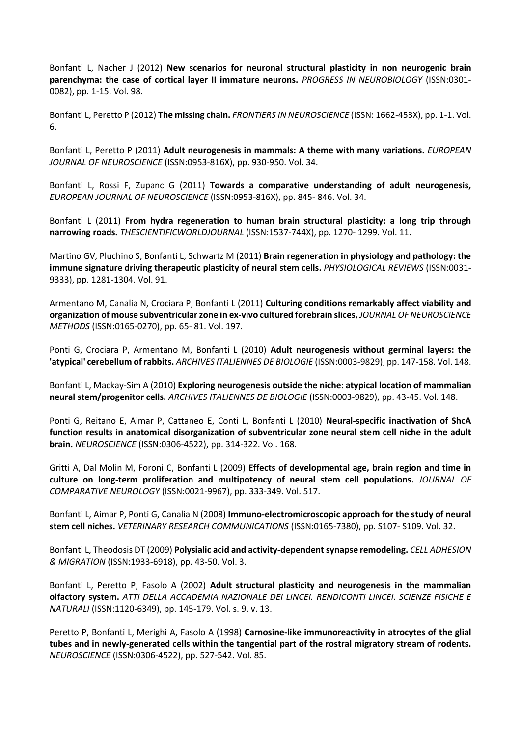Bonfanti L, Nacher J (2012) **New scenarios for neuronal structural plasticity in non neurogenic brain parenchyma: the case of cortical layer II immature neurons.** *PROGRESS IN NEUROBIOLOGY* (ISSN:0301-0082), pp. 1-15. Vol. 98.

Bonfanti L, Peretto P (2012) **The missing chain.** *FRONTIERS IN NEUROSCIENCE* (ISSN: 1662-453X), pp. 1-1. Vol. 6.

Bonfanti L, Peretto P (2011) **Adult neurogenesis in mammals: A theme with many variations.** *EUROPEAN JOURNAL OF NEUROSCIENCE* (ISSN:0953-816X), pp. 930-950. Vol. 34.

Bonfanti L, Rossi F, Zupanc G (2011) **Towards a comparative understanding of adult neurogenesis,** *EUROPEAN JOURNAL OF NEUROSCIENCE* (ISSN:0953-816X), pp. 845- 846. Vol. 34.

Bonfanti L (2011) **From hydra regeneration to human brain structural plasticity: a long trip through narrowing roads.** *THESCIENTIFICWORLDJOURNAL* (ISSN:1537-744X), pp. 1270- 1299. Vol. 11.

Martino GV, Pluchino S, Bonfanti L, Schwartz M (2011) **Brain regeneration in physiology and pathology: the immune signature driving therapeutic plasticity of neural stem cells.** *PHYSIOLOGICAL REVIEWS* (ISSN:0031-9333), pp. 1281-1304. Vol. 91.

Armentano M, Canalia N, Crociara P, Bonfanti L (2011) **Culturing conditions remarkably affect viability and organization of mouse subventricular zone in ex-vivo cultured forebrain slices,** *JOURNAL OF NEUROSCIENCE METHODS* (ISSN:0165-0270), pp. 65- 81. Vol. 197.

Ponti G, Crociara P, Armentano M, Bonfanti L (2010) **Adult neurogenesis without germinal layers: the 'atypical' cerebellum of rabbits.** *ARCHIVES ITALIENNES DE BIOLOGIE* (ISSN:0003-9829), pp. 147-158. Vol. 148.

Bonfanti L, Mackay-Sim A (2010) **Exploring neurogenesis outside the niche: atypical location of mammalian neural stem/progenitor cells.** *ARCHIVES ITALIENNES DE BIOLOGIE* (ISSN:0003-9829), pp. 43-45. Vol. 148.

Ponti G, Reitano E, Aimar P, Cattaneo E, Conti L, Bonfanti L (2010) **Neural-specific inactivation of ShcA function results in anatomical disorganization of subventricular zone neural stem cell niche in the adult brain.** *NEUROSCIENCE* (ISSN:0306-4522), pp. 314-322. Vol. 168.

Gritti A, Dal Molin M, Foroni C, Bonfanti L (2009) **Effects of developmental age, brain region and time in culture on long-term proliferation and multipotency of neural stem cell populations.** *JOURNAL OF COMPARATIVE NEUROLOGY* (ISSN:0021-9967), pp. 333-349. Vol. 517.

Bonfanti L, Aimar P, Ponti G, Canalia N (2008) **Immuno-electromicroscopic approach for the study of neural stem cell niches.** *VETERINARY RESEARCH COMMUNICATIONS* (ISSN:0165-7380), pp. S107- S109. Vol. 32.

Bonfanti L, Theodosis DT (2009) **Polysialic acid and activity-dependent synapse remodeling.** *CELL ADHESION & MIGRATION* (ISSN:1933-6918), pp. 43-50. Vol. 3.

Bonfanti L, Peretto P, Fasolo A (2002) **Adult structural plasticity and neurogenesis in the mammalian olfactory system.** *ATTI DELLA ACCADEMIA NAZIONALE DEI LINCEI. RENDICONTI LINCEI. SCIENZE FISICHE E NATURALI* (ISSN:1120-6349), pp. 145-179. Vol. s. 9. v. 13.

Peretto P, Bonfanti L, Merighi A, Fasolo A (1998) **Carnosine-like immunoreactivity in atrocytes of the glial tubes and in newly-generated cells within the tangential part of the rostral migratory stream of rodents.** *NEUROSCIENCE* (ISSN:0306-4522), pp. 527-542. Vol. 85.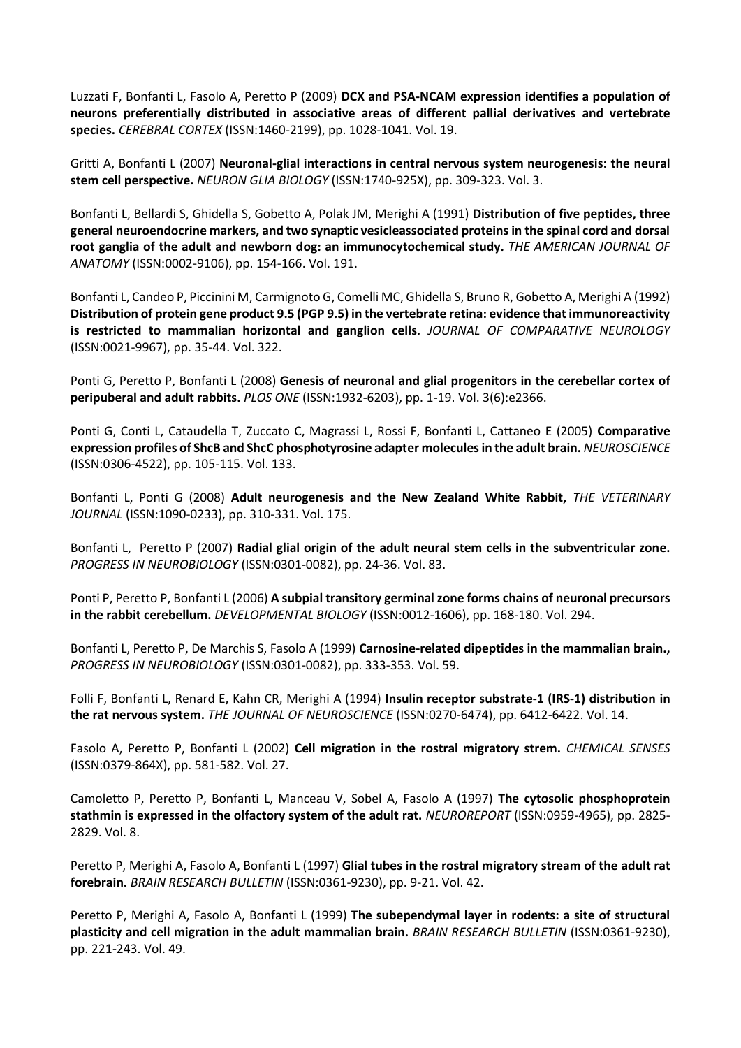Luzzati F, Bonfanti L, Fasolo A, Peretto P (2009) **DCX and PSA-NCAM expression identifies a population of neurons preferentially distributed in associative areas of different pallial derivatives and vertebrate species.** *CEREBRAL CORTEX* (ISSN:1460-2199), pp. 1028-1041. Vol. 19.

Gritti A, Bonfanti L (2007) **Neuronal-glial interactions in central nervous system neurogenesis: the neural stem cell perspective.** *NEURON GLIA BIOLOGY* (ISSN:1740-925X), pp. 309-323. Vol. 3.

Bonfanti L, Bellardi S, Ghidella S, Gobetto A, Polak JM, Merighi A (1991) **Distribution of five peptides, three general neuroendocrine markers, and two synaptic vesicleassociated proteins in the spinal cord and dorsal root ganglia of the adult and newborn dog: an immunocytochemical study.** *THE AMERICAN JOURNAL OF ANATOMY* (ISSN:0002-9106), pp. 154-166. Vol. 191.

Bonfanti L, Candeo P, Piccinini M, Carmignoto G, Comelli MC, Ghidella S, Bruno R, Gobetto A, Merighi A (1992) **Distribution of protein gene product 9.5 (PGP 9.5) in the vertebrate retina: evidence that immunoreactivity is restricted to mammalian horizontal and ganglion cells.** *JOURNAL OF COMPARATIVE NEUROLOGY* (ISSN:0021-9967), pp. 35-44. Vol. 322.

Ponti G, Peretto P, Bonfanti L (2008) **Genesis of neuronal and glial progenitors in the cerebellar cortex of peripuberal and adult rabbits.** *PLOS ONE* (ISSN:1932-6203), pp. 1-19. Vol. 3(6):e2366.

Ponti G, Conti L, Cataudella T, Zuccato C, Magrassi L, Rossi F, Bonfanti L, Cattaneo E (2005) **Comparative expression profiles of ShcB and ShcC phosphotyrosine adapter molecules in the adult brain.** *NEUROSCIENCE* (ISSN:0306-4522), pp. 105-115. Vol. 133.

Bonfanti L, Ponti G (2008) **Adult neurogenesis and the New Zealand White Rabbit,** *THE VETERINARY JOURNAL* (ISSN:1090-0233), pp. 310-331. Vol. 175.

Bonfanti L, Peretto P (2007) **Radial glial origin of the adult neural stem cells in the subventricular zone.** *PROGRESS IN NEUROBIOLOGY* (ISSN:0301-0082), pp. 24-36. Vol. 83.

Ponti P, Peretto P, Bonfanti L (2006) **A subpial transitory germinal zone forms chains of neuronal precursors in the rabbit cerebellum.** *DEVELOPMENTAL BIOLOGY* (ISSN:0012-1606), pp. 168-180. Vol. 294.

Bonfanti L, Peretto P, De Marchis S, Fasolo A (1999) **Carnosine-related dipeptides in the mammalian brain.,** *PROGRESS IN NEUROBIOLOGY* (ISSN:0301-0082), pp. 333-353. Vol. 59.

Folli F, Bonfanti L, Renard E, Kahn CR, Merighi A (1994) **Insulin receptor substrate-1 (IRS-1) distribution in the rat nervous system.** *THE JOURNAL OF NEUROSCIENCE* (ISSN:0270-6474), pp. 6412-6422. Vol. 14.

Fasolo A, Peretto P, Bonfanti L (2002) **Cell migration in the rostral migratory strem.** *CHEMICAL SENSES* (ISSN:0379-864X), pp. 581-582. Vol. 27.

Camoletto P, Peretto P, Bonfanti L, Manceau V, Sobel A, Fasolo A (1997) **The cytosolic phosphoprotein stathmin is expressed in the olfactory system of the adult rat.** *NEUROREPORT* (ISSN:0959-4965), pp. 2825-2829. Vol. 8.

Peretto P, Merighi A, Fasolo A, Bonfanti L (1997) **Glial tubes in the rostral migratory stream of the adult rat forebrain.** *BRAIN RESEARCH BULLETIN* (ISSN:0361-9230), pp. 9-21. Vol. 42.

Peretto P, Merighi A, Fasolo A, Bonfanti L (1999) **The subependymal layer in rodents: a site of structural plasticity and cell migration in the adult mammalian brain.** *BRAIN RESEARCH BULLETIN* (ISSN:0361-9230), pp. 221-243. Vol. 49.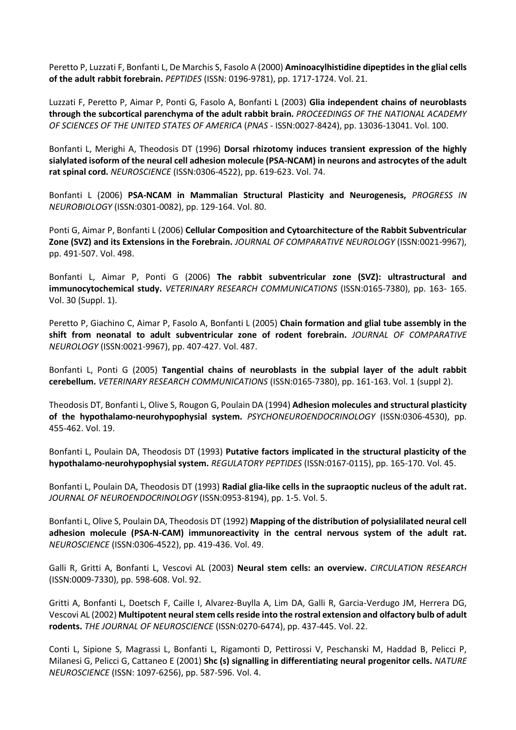Peretto P, Luzzati F, Bonfanti L, De Marchis S, Fasolo A (2000) **Aminoacylhistidine dipeptides in the glial cells of the adult rabbit forebrain.** *PEPTIDES* (ISSN: 0196-9781), pp. 1717-1724. Vol. 21.

Luzzati F, Peretto P, Aimar P, Ponti G, Fasolo A, Bonfanti L (2003) **Glia independent chains of neuroblasts through the subcortical parenchyma of the adult rabbit brain.** *PROCEEDINGS OF THE NATIONAL ACADEMY OF SCIENCES OF THE UNITED STATES OF AMERICA* (*PNAS* - ISSN:0027-8424), pp. 13036-13041. Vol. 100.

Bonfanti L, Merighi A, Theodosis DT (1996) **Dorsal rhizotomy induces transient expression of the highly sialylated isoform of the neural cell adhesion molecule (PSA-NCAM) in neurons and astrocytes of the adult rat spinal cord.** *NEUROSCIENCE* (ISSN:0306-4522), pp. 619-623. Vol. 74.

Bonfanti L (2006) **PSA-NCAM in Mammalian Structural Plasticity and Neurogenesis,** *PROGRESS IN NEUROBIOLOGY* (ISSN:0301-0082), pp. 129-164. Vol. 80.

Ponti G, Aimar P, Bonfanti L (2006) **Cellular Composition and Cytoarchitecture of the Rabbit Subventricular Zone (SVZ) and its Extensions in the Forebrain.** *JOURNAL OF COMPARATIVE NEUROLOGY* (ISSN:0021-9967), pp. 491-507. Vol. 498.

Bonfanti L, Aimar P, Ponti G (2006) **The rabbit subventricular zone (SVZ): ultrastructural and immunocytochemical study.** *VETERINARY RESEARCH COMMUNICATIONS* (ISSN:0165-7380), pp. 163- 165. Vol. 30 (Suppl. 1).

Peretto P, Giachino C, Aimar P, Fasolo A, Bonfanti L (2005) **Chain formation and glial tube assembly in the shift from neonatal to adult subventricular zone of rodent forebrain.** *JOURNAL OF COMPARATIVE NEUROLOGY* (ISSN:0021-9967), pp. 407-427. Vol. 487.

Bonfanti L, Ponti G (2005) **Tangential chains of neuroblasts in the subpial layer of the adult rabbit cerebellum.** *VETERINARY RESEARCH COMMUNICATIONS* (ISSN:0165-7380), pp. 161-163. Vol. 1 (suppl 2).

Theodosis DT, Bonfanti L, Olive S, Rougon G, Poulain DA (1994) **Adhesion molecules and structural plasticity of the hypothalamo-neurohypophysial system.** *PSYCHONEUROENDOCRINOLOGY* (ISSN:0306-4530), pp. 455-462. Vol. 19.

Bonfanti L, Poulain DA, Theodosis DT (1993) **Putative factors implicated in the structural plasticity of the hypothalamo-neurohypophysial system.** *REGULATORY PEPTIDES* (ISSN:0167-0115), pp. 165-170. Vol. 45.

Bonfanti L, Poulain DA, Theodosis DT (1993) **Radial glia-like cells in the supraoptic nucleus of the adult rat.** *JOURNAL OF NEUROENDOCRINOLOGY* (ISSN:0953-8194), pp. 1-5. Vol. 5.

Bonfanti L, Olive S, Poulain DA, Theodosis DT (1992) **Mapping of the distribution of polysialilated neural cell adhesion molecule (PSA-N-CAM) immunoreactivity in the central nervous system of the adult rat.** *NEUROSCIENCE* (ISSN:0306-4522), pp. 419-436. Vol. 49.

Galli R, Gritti A, Bonfanti L, Vescovi AL (2003) **Neural stem cells: an overview.** *CIRCULATION RESEARCH* (ISSN:0009-7330), pp. 598-608. Vol. 92.

Gritti A, Bonfanti L, Doetsch F, Caille I, Alvarez-Buylla A, Lim DA, Galli R, Garcia-Verdugo JM, Herrera DG, Vescovi AL (2002) **Multipotent neural stem cells reside into the rostral extension and olfactory bulb of adult rodents.** *THE JOURNAL OF NEUROSCIENCE* (ISSN:0270-6474), pp. 437-445. Vol. 22.

Conti L, Sipione S, Magrassi L, Bonfanti L, Rigamonti D, Pettirossi V, Peschanski M, Haddad B, Pelicci P, Milanesi G, Pelicci G, Cattaneo E (2001) **Shc (s) signalling in differentiating neural progenitor cells.** *NATURE NEUROSCIENCE* (ISSN: 1097-6256), pp. 587-596. Vol. 4.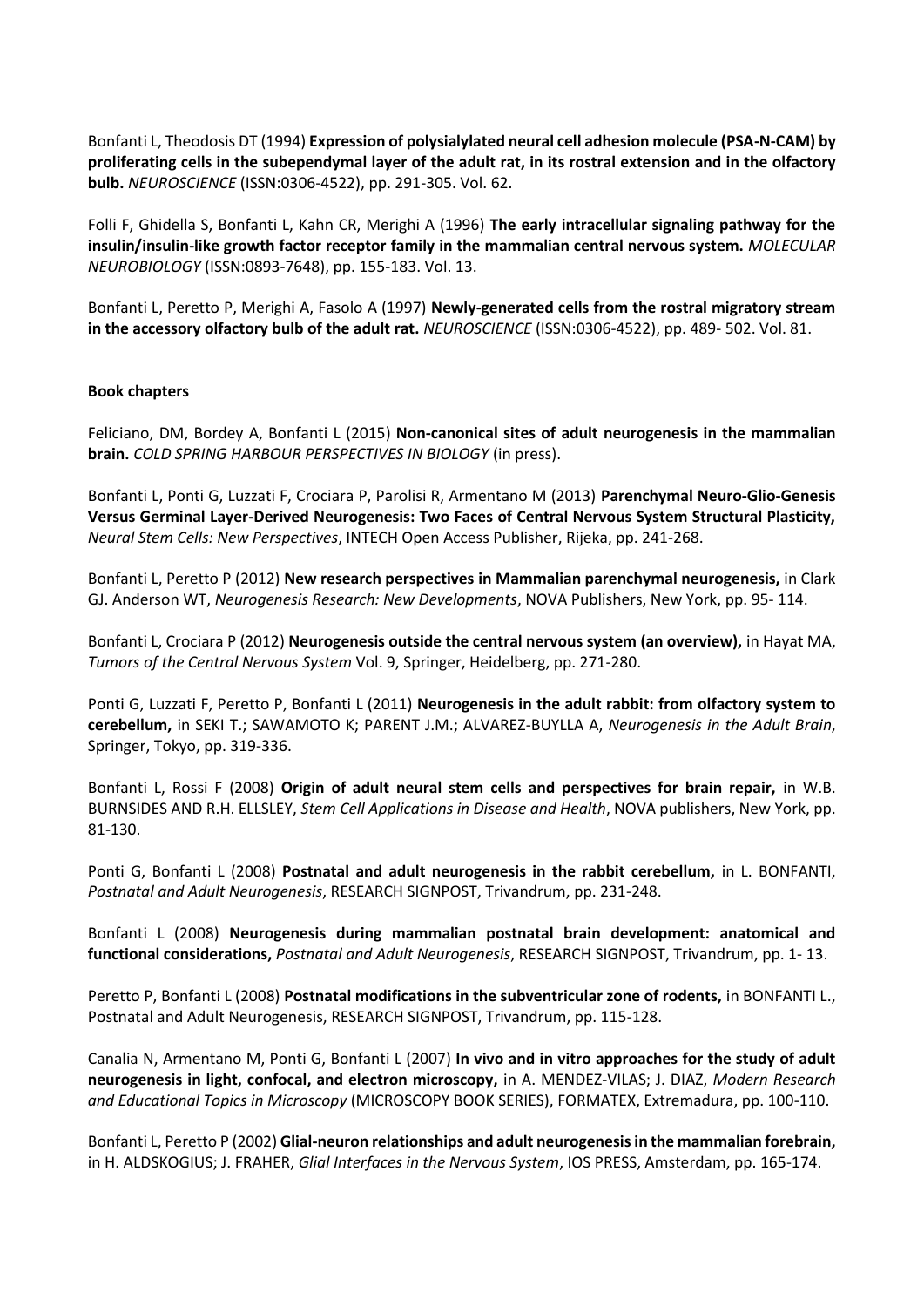Bonfanti L, Theodosis DT (1994) **Expression of polysialylated neural cell adhesion molecule (PSA-N-CAM) by proliferating cells in the subependymal layer of the adult rat, in its rostral extension and in the olfactory bulb.** *NEUROSCIENCE* (ISSN:0306-4522), pp. 291-305. Vol. 62.

Folli F, Ghidella S, Bonfanti L, Kahn CR, Merighi A (1996) **The early intracellular signaling pathway for the insulin/insulin-like growth factor receptor family in the mammalian central nervous system.** *MOLECULAR NEUROBIOLOGY* (ISSN:0893-7648), pp. 155-183. Vol. 13.

Bonfanti L, Peretto P, Merighi A, Fasolo A (1997) **Newly-generated cells from the rostral migratory stream in the accessory olfactory bulb of the adult rat.** *NEUROSCIENCE* (ISSN:0306-4522), pp. 489- 502. Vol. 81.

**Book chapters**

Feliciano, DM, Bordey A, Bonfanti L (2015) **Non-canonical sites of adult neurogenesis in the mammalian brain.** *COLD SPRING HARBOUR PERSPECTIVES IN BIOLOGY* (in press).

Bonfanti L, Ponti G, Luzzati F, Crociara P, Parolisi R, Armentano M (2013) **Parenchymal Neuro-Glio-Genesis Versus Germinal Layer-Derived Neurogenesis: Two Faces of Central Nervous System Structural Plasticity,** *Neural Stem Cells: New Perspectives*, INTECH Open Access Publisher, Rijeka, pp. 241-268.

Bonfanti L, Peretto P (2012) **New research perspectives in Mammalian parenchymal neurogenesis,** in Clark GJ. Anderson WT, *Neurogenesis Research: New Developments*, NOVA Publishers, New York, pp. 95- 114.

Bonfanti L, Crociara P (2012) **Neurogenesis outside the central nervous system (an overview),** in Hayat MA, *Tumors of the Central Nervous System* Vol. 9, Springer, Heidelberg, pp. 271-280.

Ponti G, Luzzati F, Peretto P, Bonfanti L (2011) **Neurogenesis in the adult rabbit: from olfactory system to cerebellum,** in SEKI T.; SAWAMOTO K; PARENT J.M.; ALVAREZ-BUYLLA A, *Neurogenesis in the Adult Brain*, Springer, Tokyo, pp. 319-336.

Bonfanti L, Rossi F (2008) **Origin of adult neural stem cells and perspectives for brain repair,** in W.B. BURNSIDES AND R.H. ELLSLEY, *Stem Cell Applications in Disease and Health*, NOVA publishers, New York, pp. 81-130.

Ponti G, Bonfanti L (2008) **Postnatal and adult neurogenesis in the rabbit cerebellum,** in L. BONFANTI, *Postnatal and Adult Neurogenesis*, RESEARCH SIGNPOST, Trivandrum, pp. 231-248.

Bonfanti L (2008) **Neurogenesis during mammalian postnatal brain development: anatomical and functional considerations,** *Postnatal and Adult Neurogenesis*, RESEARCH SIGNPOST, Trivandrum, pp. 1- 13.

Peretto P, Bonfanti L (2008) **Postnatal modifications in the subventricular zone of rodents,** in BONFANTI L., Postnatal and Adult Neurogenesis, RESEARCH SIGNPOST, Trivandrum, pp. 115-128.

Canalia N, Armentano M, Ponti G, Bonfanti L (2007) **In vivo and in vitro approaches for the study of adult neurogenesis in light, confocal, and electron microscopy,** in A. MENDEZ-VILAS; J. DIAZ, *Modern Research and Educational Topics in Microscopy* (MICROSCOPY BOOK SERIES), FORMATEX, Extremadura, pp. 100-110.

Bonfanti L, Peretto P (2002) **Glial-neuron relationships and adult neurogenesis in the mammalian forebrain,** in H. ALDSKOGIUS; J. FRAHER, *Glial Interfaces in the Nervous System*, IOS PRESS, Amsterdam, pp. 165-174.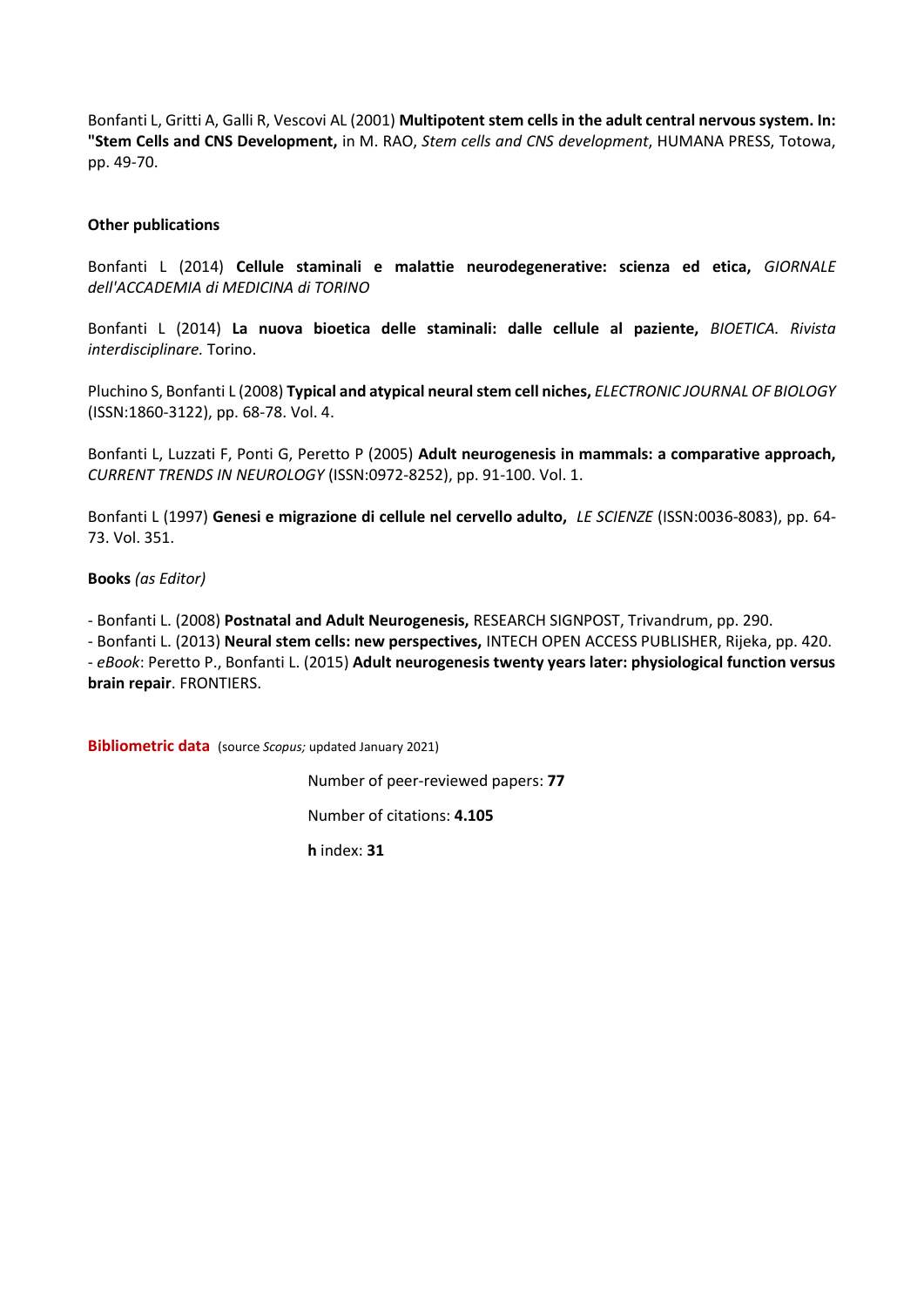Bonfanti L, Gritti A, Galli R, Vescovi AL (2001) **Multipotent stem cells in the adult central nervous system. In: "Stem Cells and CNS Development,** in M. RAO, *Stem cells and CNS development*, HUMANA PRESS, Totowa, pp. 49-70.

**Other publications**

Bonfanti L (2014) **Cellule staminali e malattie neurodegenerative: scienza ed etica,** *GIORNALE dell'ACCADEMIA di MEDICINA di TORINO*

Bonfanti L (2014) **La nuova bioetica delle staminali: dalle cellule al paziente,** *BIOETICA. Rivista interdisciplinare.* Torino.

Pluchino S, Bonfanti L (2008) **Typical and atypical neural stem cell niches,** *ELECTRONIC JOURNAL OF BIOLOGY* (ISSN:1860-3122), pp. 68-78. Vol. 4.

Bonfanti L, Luzzati F, Ponti G, Peretto P (2005) **Adult neurogenesis in mammals: a comparative approach,** *CURRENT TRENDS IN NEUROLOGY* (ISSN:0972-8252), pp. 91-100. Vol. 1.

Bonfanti L (1997) **Genesi e migrazione di cellule nel cervello adulto,** *LE SCIENZE* (ISSN:0036-8083), pp. 64-73. Vol. 351.

**Books** *(as Editor)*

- Bonfanti L. (2008) **Postnatal and Adult Neurogenesis,** RESEARCH SIGNPOST, Trivandrum, pp. 290.
- Bonfanti L. (2013) **Neural stem cells: new perspectives,** INTECH OPEN ACCESS PUBLISHER, Rijeka, pp. 420.
- *eBook*: Peretto P., Bonfanti L. (2015) **Adult neurogenesis twenty years later: physiological function versus brain repair**. FRONTIERS.

**Bibliometric data** (source *Scopus;* updated January 2021)

Number of peer-reviewed papers: **77**

Number of citations: **4.105**

**h** index: **31**